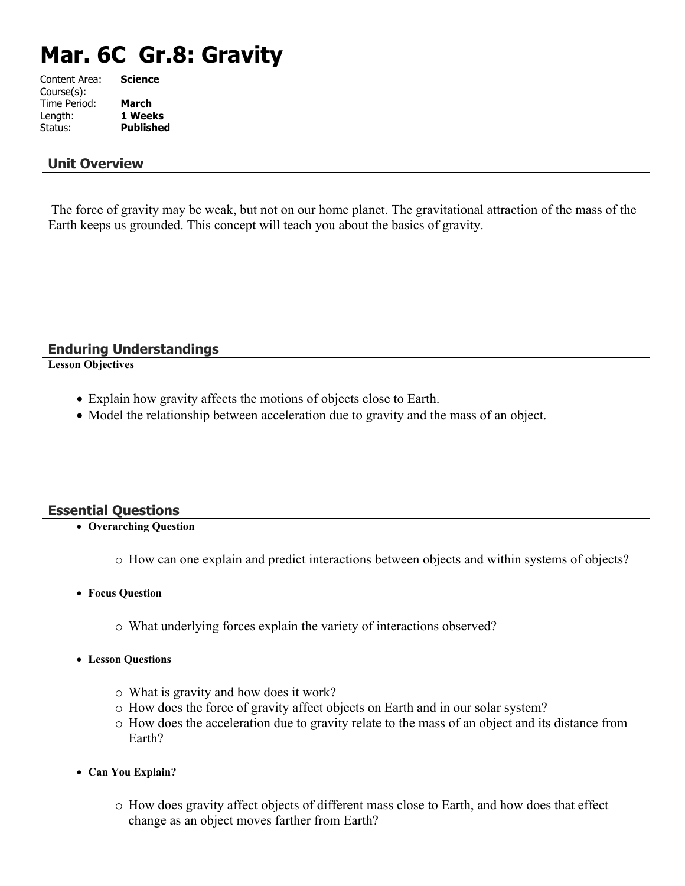# Mar. 6C Gr.8: Gravity

Content Area: **Science**
Course(s):
Time Period: **March**
Length: **1 Weeks**
Status: **Published**

## Unit Overview

The force of gravity may be weak, but not on our home planet. The gravitational attraction of the mass of the Earth keeps us grounded. This concept will teach you about the basics of gravity.

## Enduring Understandings

**Lesson Objectives**

- Explain how gravity affects the motions of objects close to Earth.
- Model the relationship between acceleration due to gravity and the mass of an object.

## Essential Questions

- **Overarching Question**
  - How can one explain and predict interactions between objects and within systems of objects?
- **Focus Question**
  - What underlying forces explain the variety of interactions observed?
- **Lesson Questions**
  - What is gravity and how does it work?
  - How does the force of gravity affect objects on Earth and in our solar system?
  - How does the acceleration due to gravity relate to the mass of an object and its distance from Earth?
- **Can You Explain?**
  - How does gravity affect objects of different mass close to Earth, and how does that effect change as an object moves farther from Earth?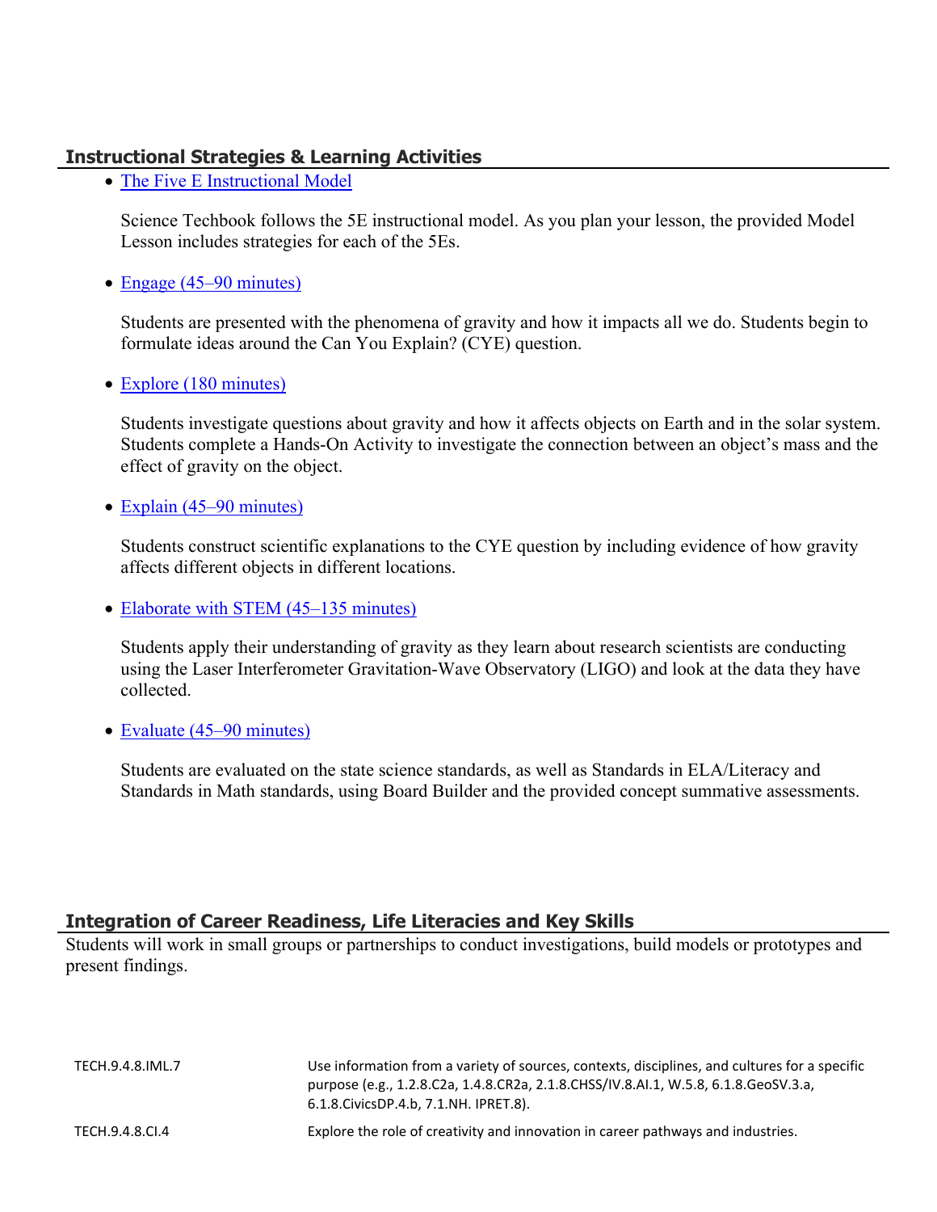## Instructional Strategies & Learning Activities

- [The Five E Instructional Model]

  Science Techbook follows the 5E instructional model. As you plan your lesson, the provided Model Lesson includes strategies for each of the 5Es.

- [Engage (45–90 minutes)]

  Students are presented with the phenomena of gravity and how it impacts all we do. Students begin to formulate ideas around the Can You Explain? (CYE) question.

- [Explore (180 minutes)]

  Students investigate questions about gravity and how it affects objects on Earth and in the solar system. Students complete a Hands-On Activity to investigate the connection between an object's mass and the effect of gravity on the object.

- [Explain (45–90 minutes)]

  Students construct scientific explanations to the CYE question by including evidence of how gravity affects different objects in different locations.

- [Elaborate with STEM (45–135 minutes)]

  Students apply their understanding of gravity as they learn about research scientists are conducting using the Laser Interferometer Gravitation-Wave Observatory (LIGO) and look at the data they have collected.

- [Evaluate (45–90 minutes)]

  Students are evaluated on the state science standards, as well as Standards in ELA/Literacy and Standards in Math standards, using Board Builder and the provided concept summative assessments.

## Integration of Career Readiness, Life Literacies and Key Skills

Students will work in small groups or partnerships to conduct investigations, build models or prototypes and present findings.

| | |
|---|---|
| TECH.9.4.8.IML.7 | Use information from a variety of sources, contexts, disciplines, and cultures for a specific purpose (e.g., 1.2.8.C2a, 1.4.8.CR2a, 2.1.8.CHSS/IV.8.AI.1, W.5.8, 6.1.8.GeoSV.3.a, 6.1.8.CivicsDP.4.b, 7.1.NH. IPRET.8). |
| TECH.9.4.8.CI.4 | Explore the role of creativity and innovation in career pathways and industries. |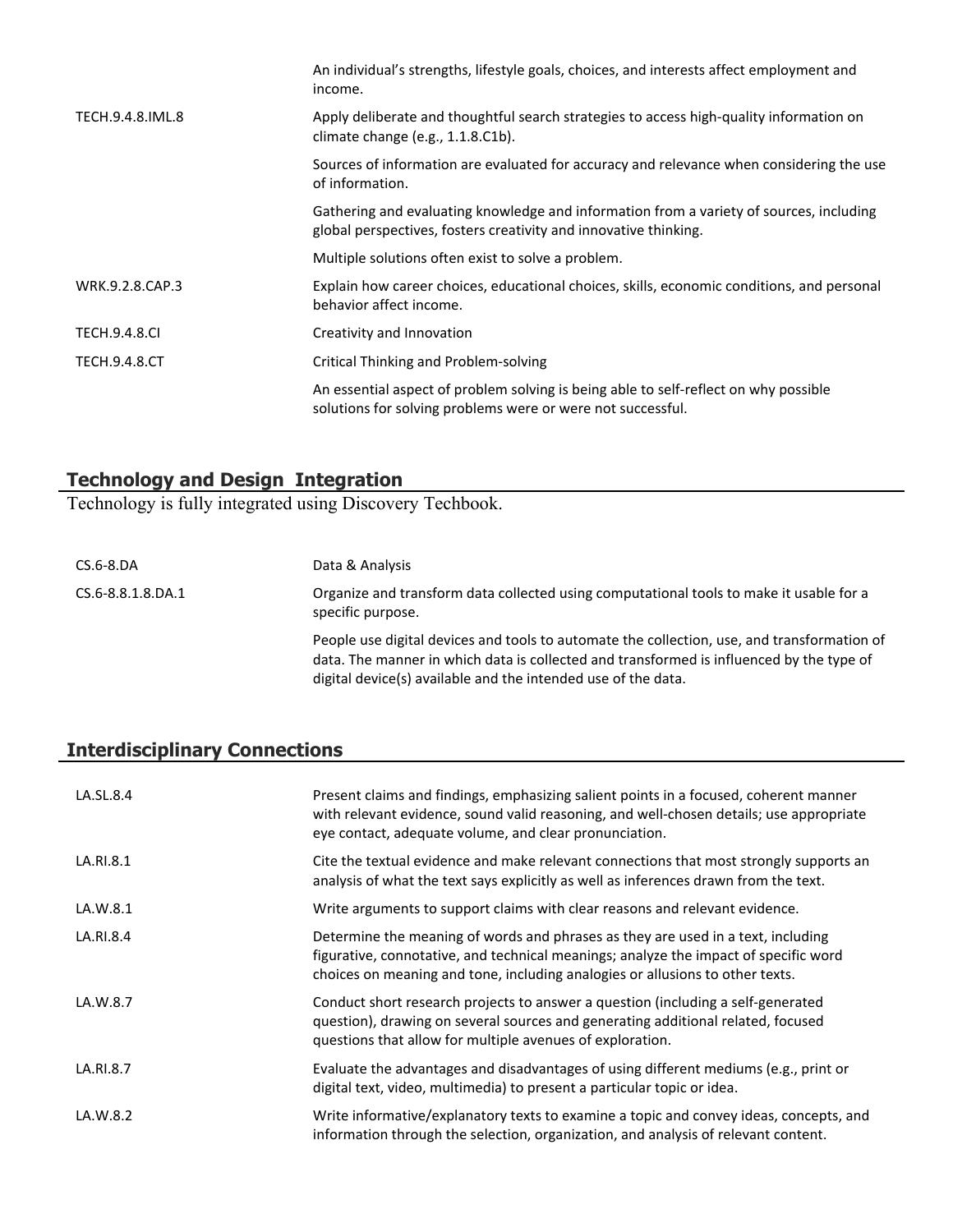| | |
|---|---|
| | An individual's strengths, lifestyle goals, choices, and interests affect employment and income. |
| TECH.9.4.8.IML.8 | Apply deliberate and thoughtful search strategies to access high-quality information on climate change (e.g., 1.1.8.C1b). |
| | Sources of information are evaluated for accuracy and relevance when considering the use of information. |
| | Gathering and evaluating knowledge and information from a variety of sources, including global perspectives, fosters creativity and innovative thinking. |
| | Multiple solutions often exist to solve a problem. |
| WRK.9.2.8.CAP.3 | Explain how career choices, educational choices, skills, economic conditions, and personal behavior affect income. |
| TECH.9.4.8.CI | Creativity and Innovation |
| TECH.9.4.8.CT | Critical Thinking and Problem-solving |
| | An essential aspect of problem solving is being able to self-reflect on why possible solutions for solving problems were or were not successful. |

## Technology and Design Integration

Technology is fully integrated using Discovery Techbook.

| | |
|---|---|
| CS.6-8.DA | Data & Analysis |
| CS.6-8.8.1.8.DA.1 | Organize and transform data collected using computational tools to make it usable for a specific purpose. |
| | People use digital devices and tools to automate the collection, use, and transformation of data. The manner in which data is collected and transformed is influenced by the type of digital device(s) available and the intended use of the data. |

## Interdisciplinary Connections

| | |
|---|---|
| LA.SL.8.4 | Present claims and findings, emphasizing salient points in a focused, coherent manner with relevant evidence, sound valid reasoning, and well-chosen details; use appropriate eye contact, adequate volume, and clear pronunciation. |
| LA.RI.8.1 | Cite the textual evidence and make relevant connections that most strongly supports an analysis of what the text says explicitly as well as inferences drawn from the text. |
| LA.W.8.1 | Write arguments to support claims with clear reasons and relevant evidence. |
| LA.RI.8.4 | Determine the meaning of words and phrases as they are used in a text, including figurative, connotative, and technical meanings; analyze the impact of specific word choices on meaning and tone, including analogies or allusions to other texts. |
| LA.W.8.7 | Conduct short research projects to answer a question (including a self-generated question), drawing on several sources and generating additional related, focused questions that allow for multiple avenues of exploration. |
| LA.RI.8.7 | Evaluate the advantages and disadvantages of using different mediums (e.g., print or digital text, video, multimedia) to present a particular topic or idea. |
| LA.W.8.2 | Write informative/explanatory texts to examine a topic and convey ideas, concepts, and information through the selection, organization, and analysis of relevant content. |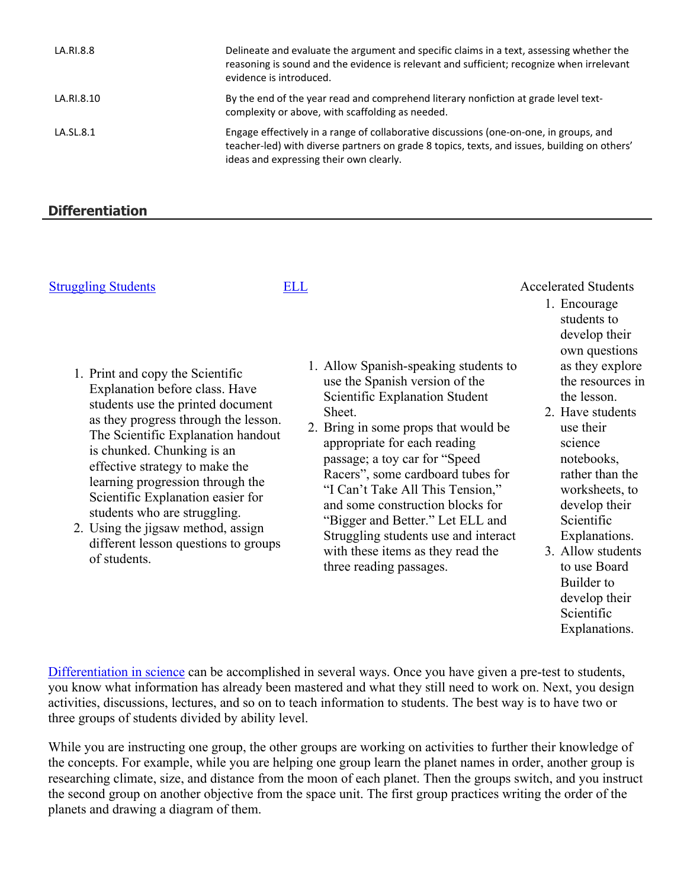| | |
|---|---|
| LA.RI.8.8 | Delineate and evaluate the argument and specific claims in a text, assessing whether the reasoning is sound and the evidence is relevant and sufficient; recognize when irrelevant evidence is introduced. |
| LA.RI.8.10 | By the end of the year read and comprehend literary nonfiction at grade level text-complexity or above, with scaffolding as needed. |
| LA.SL.8.1 | Engage effectively in a range of collaborative discussions (one-on-one, in groups, and teacher-led) with diverse partners on grade 8 topics, texts, and issues, building on others' ideas and expressing their own clearly. |

## Differentiation

Struggling Students

1. Print and copy the Scientific Explanation before class. Have students use the printed document as they progress through the lesson. The Scientific Explanation handout is chunked. Chunking is an effective strategy to make the learning progression through the Scientific Explanation easier for students who are struggling.
2. Using the jigsaw method, assign different lesson questions to groups of students.

ELL

1. Allow Spanish-speaking students to use the Spanish version of the Scientific Explanation Student Sheet.
2. Bring in some props that would be appropriate for each reading passage; a toy car for "Speed Racers", some cardboard tubes for "I Can't Take All This Tension," and some construction blocks for "Bigger and Better." Let ELL and Struggling students use and interact with these items as they read the three reading passages.

Accelerated Students

1. Encourage students to develop their own questions as they explore the resources in the lesson.
2. Have students use their science notebooks, rather than the worksheets, to develop their Scientific Explanations.
3. Allow students to use Board Builder to develop their Scientific Explanations.

Differentiation in science can be accomplished in several ways. Once you have given a pre-test to students, you know what information has already been mastered and what they still need to work on. Next, you design activities, discussions, lectures, and so on to teach information to students. The best way is to have two or three groups of students divided by ability level.

While you are instructing one group, the other groups are working on activities to further their knowledge of the concepts. For example, while you are helping one group learn the planet names in order, another group is researching climate, size, and distance from the moon of each planet. Then the groups switch, and you instruct the second group on another objective from the space unit. The first group practices writing the order of the planets and drawing a diagram of them.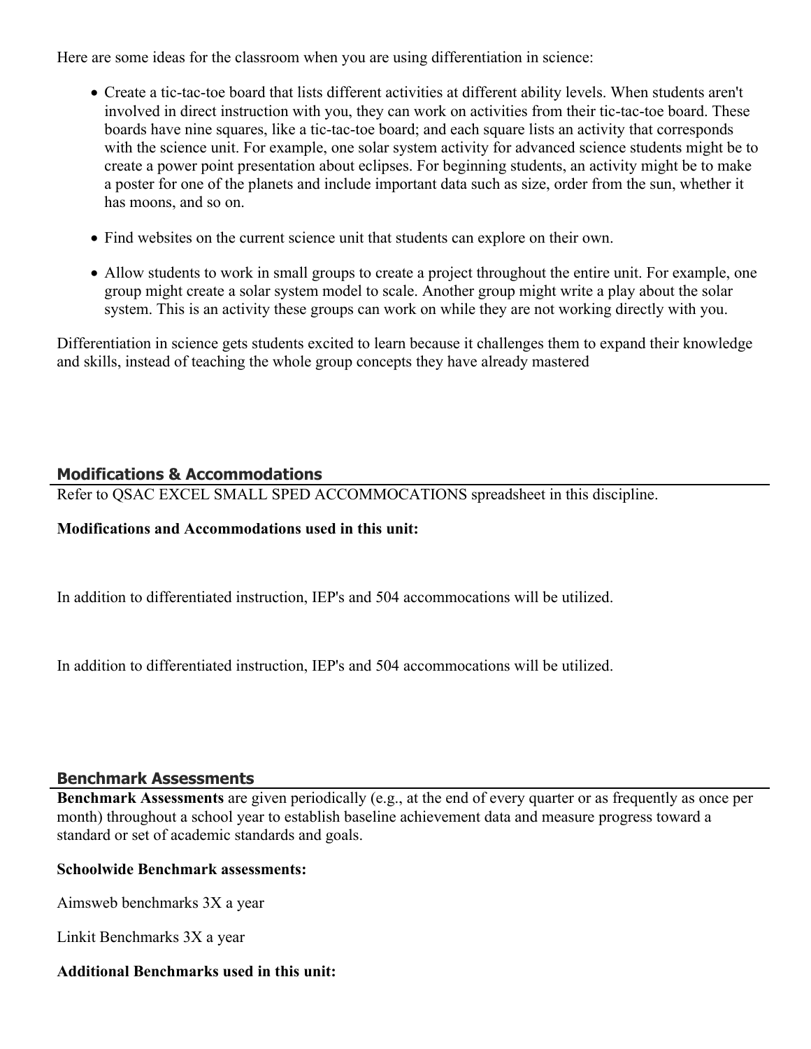Here are some ideas for the classroom when you are using differentiation in science:

- Create a tic-tac-toe board that lists different activities at different ability levels. When students aren't involved in direct instruction with you, they can work on activities from their tic-tac-toe board. These boards have nine squares, like a tic-tac-toe board; and each square lists an activity that corresponds with the science unit. For example, one solar system activity for advanced science students might be to create a power point presentation about eclipses. For beginning students, an activity might be to make a poster for one of the planets and include important data such as size, order from the sun, whether it has moons, and so on.
- Find websites on the current science unit that students can explore on their own.
- Allow students to work in small groups to create a project throughout the entire unit. For example, one group might create a solar system model to scale. Another group might write a play about the solar system. This is an activity these groups can work on while they are not working directly with you.

Differentiation in science gets students excited to learn because it challenges them to expand their knowledge and skills, instead of teaching the whole group concepts they have already mastered

## Modifications & Accommodations

Refer to QSAC EXCEL SMALL SPED ACCOMMOCATIONS spreadsheet in this discipline.

**Modifications and Accommodations used in this unit:**

In addition to differentiated instruction, IEP's and 504 accommocations will be utilized.

In addition to differentiated instruction, IEP's and 504 accommocations will be utilized.

## Benchmark Assessments

**Benchmark Assessments** are given periodically (e.g., at the end of every quarter or as frequently as once per month) throughout a school year to establish baseline achievement data and measure progress toward a standard or set of academic standards and goals.

**Schoolwide Benchmark assessments:**

Aimsweb benchmarks 3X a year

Linkit Benchmarks 3X a year

**Additional Benchmarks used in this unit:**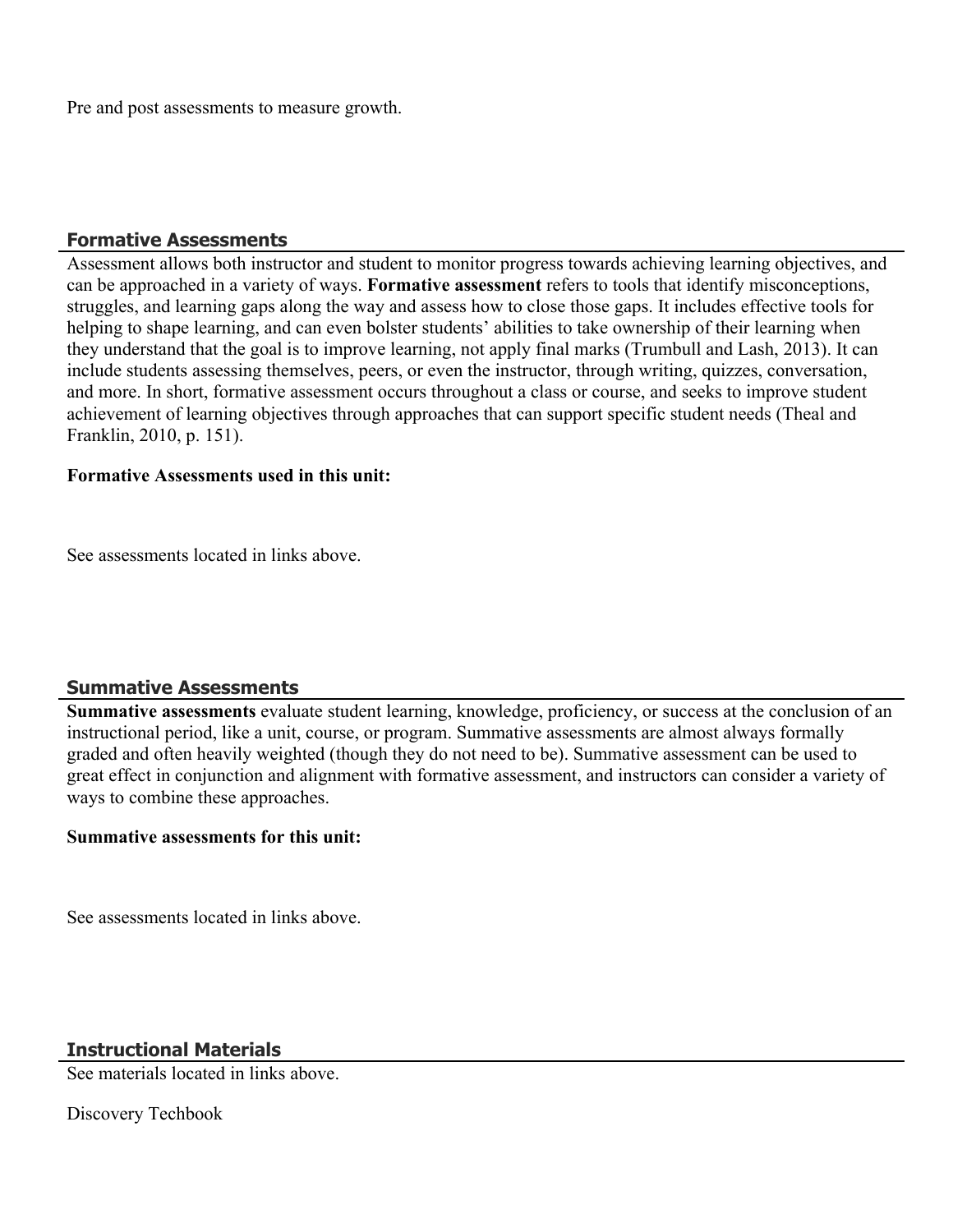Pre and post assessments to measure growth.

## Formative Assessments

Assessment allows both instructor and student to monitor progress towards achieving learning objectives, and can be approached in a variety of ways. **Formative assessment** refers to tools that identify misconceptions, struggles, and learning gaps along the way and assess how to close those gaps. It includes effective tools for helping to shape learning, and can even bolster students' abilities to take ownership of their learning when they understand that the goal is to improve learning, not apply final marks (Trumbull and Lash, 2013). It can include students assessing themselves, peers, or even the instructor, through writing, quizzes, conversation, and more. In short, formative assessment occurs throughout a class or course, and seeks to improve student achievement of learning objectives through approaches that can support specific student needs (Theal and Franklin, 2010, p. 151).

**Formative Assessments used in this unit:**

See assessments located in links above.

## Summative Assessments

**Summative assessments** evaluate student learning, knowledge, proficiency, or success at the conclusion of an instructional period, like a unit, course, or program. Summative assessments are almost always formally graded and often heavily weighted (though they do not need to be). Summative assessment can be used to great effect in conjunction and alignment with formative assessment, and instructors can consider a variety of ways to combine these approaches.

**Summative assessments for this unit:**

See assessments located in links above.

## Instructional Materials

See materials located in links above.

Discovery Techbook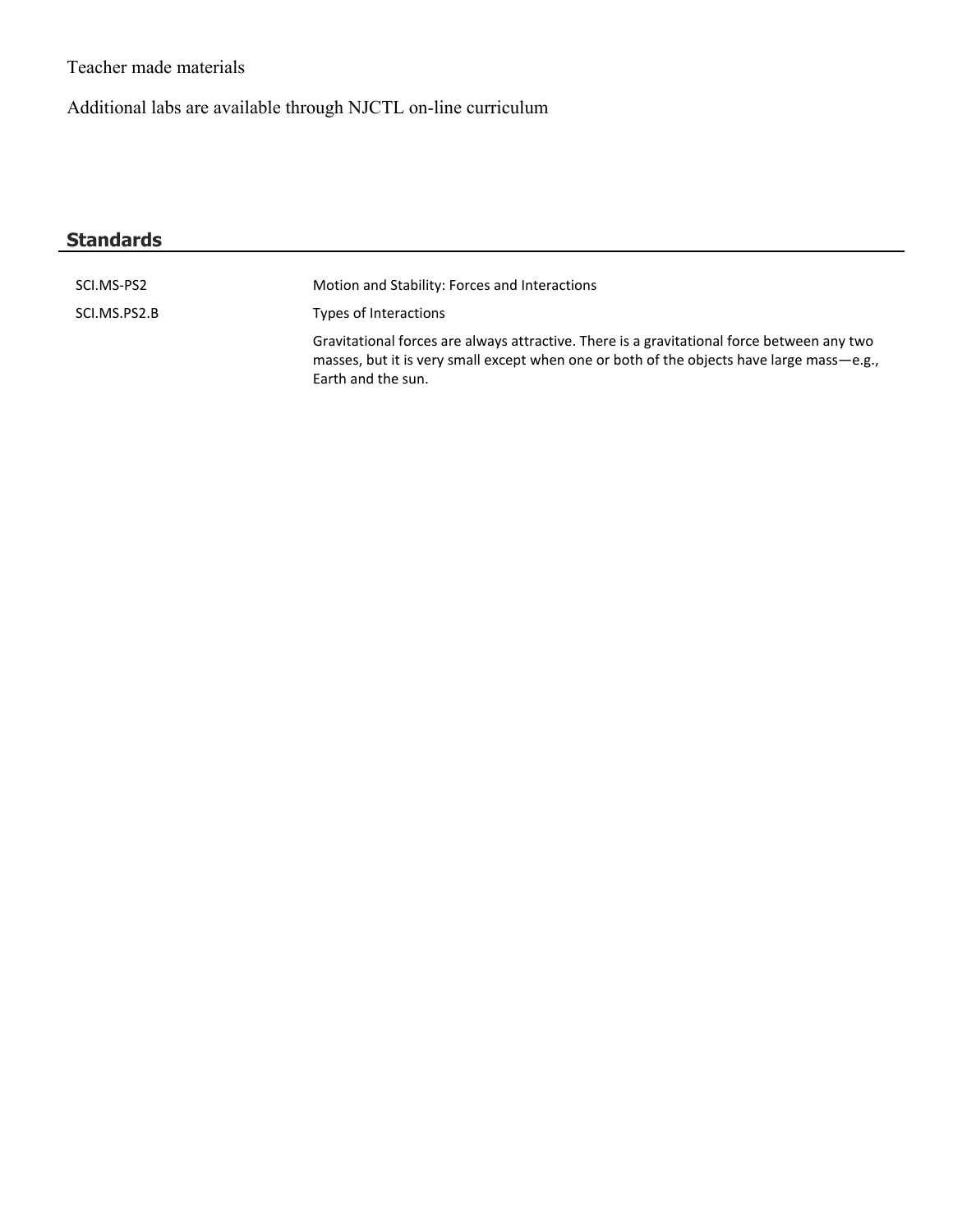Teacher made materials

Additional labs are available through NJCTL on-line curriculum

## Standards

| | |
|---|---|
| SCI.MS-PS2 | Motion and Stability: Forces and Interactions |
| SCI.MS.PS2.B | Types of Interactions |
| | Gravitational forces are always attractive. There is a gravitational force between any two masses, but it is very small except when one or both of the objects have large mass—e.g., Earth and the sun. |